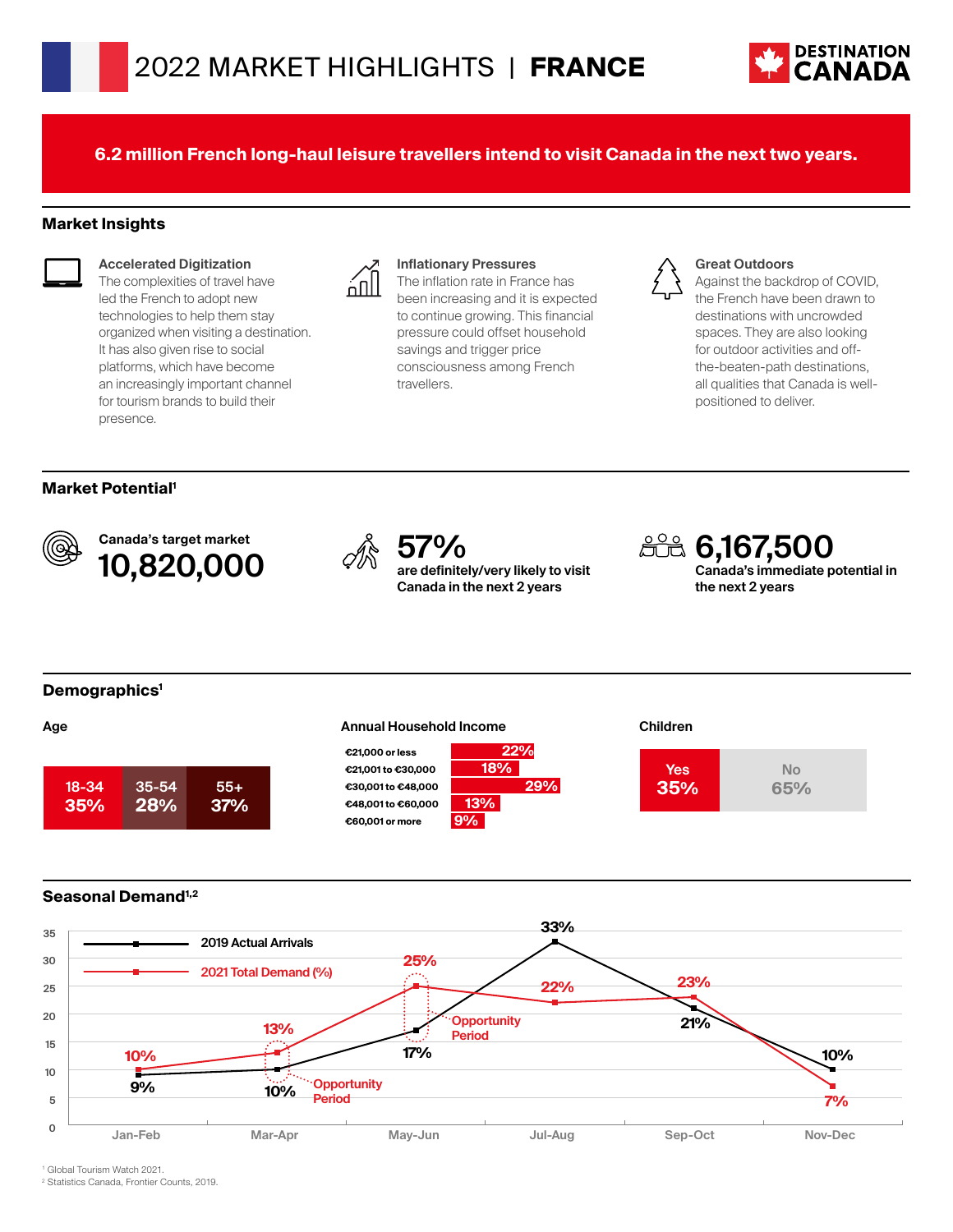# 2022 MARKET HIGHLIGHTS | FRANCE

DESTINATION CANADA

**6.2 million French long-haul leisure travellers intend to visit Canada in the next two years.**

## Market Insights

**Accelerated Digitization**
The complexities of travel have led the French to adopt new technologies to help them stay organized when visiting a destination. It has also given rise to social platforms, which have become an increasingly important channel for tourism brands to build their presence.

**Inflationary Pressures**
The inflation rate in France has been increasing and it is expected to continue growing. This financial pressure could offset household savings and trigger price consciousness among French travellers.

**Great Outdoors**
Against the backdrop of COVID, the French have been drawn to destinations with uncrowded spaces. They are also looking for outdoor activities and off-the-beaten-path destinations, all qualities that Canada is well-positioned to deliver.

## Market Potential[1]

**Canada's target market**
**10,820,000**

**57%**
**are definitely/very likely to visit Canada in the next 2 years**

**6,167,500**
**Canada's immediate potential in the next 2 years**

## Demographics[1]

**Age**

| 18-34 | 35-54 | 55+ |
|---|---|---|
| 35% | 28% | 37% |

**Annual Household Income**

| Income | % |
|---|---|
| €21,000 or less | 22% |
| €21,001 to €30,000 | 18% |
| €30,001 to €48,000 | 29% |
| €48,001 to €60,000 | 13% |
| €60,001 or more | 9% |

**Children**

| Yes | No |
|---|---|
| 35% | 65% |

## Seasonal Demand[1,2]

| | Jan-Feb | Mar-Apr | May-Jun | Jul-Aug | Sep-Oct | Nov-Dec |
|---|---|---|---|---|---|---|
| 2019 Actual Arrivals | 9% | 10% | 17% | 33% | 21% | 10% |
| 2021 Total Demand (%) | 10% | 13% | 25% | 22% | 23% | 7% |

Opportunity Period: Mar-Apr; May-Jun

[1] Global Tourism Watch 2021.
[2] Statistics Canada, Frontier Counts, 2019.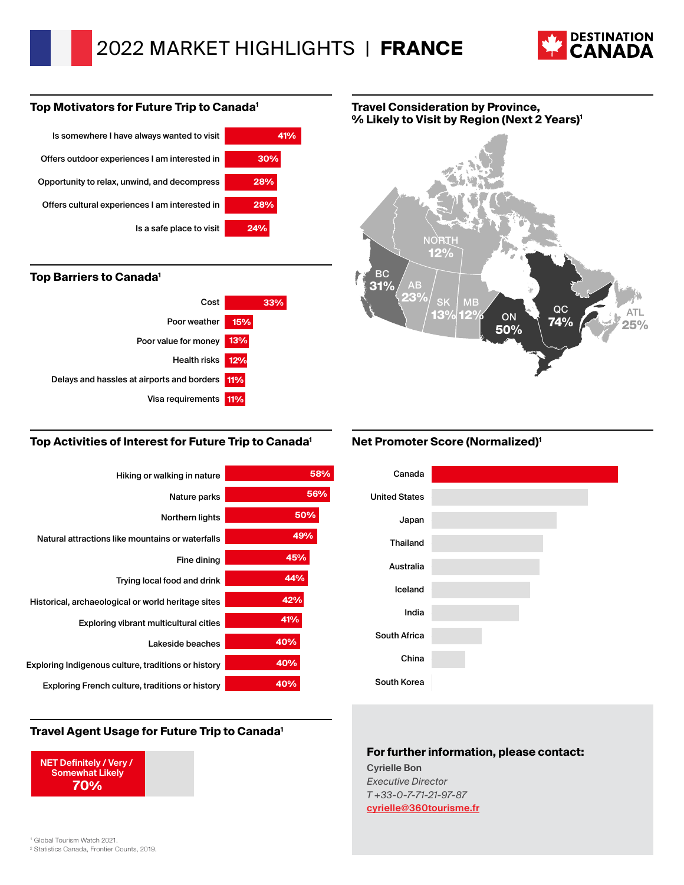# 2022 MARKET HIGHLIGHTS | FRANCE

DESTINATION CANADA

## Top Motivators for Future Trip to Canada[1]

Is somewhere I have always wanted to visit 41%
Offers outdoor experiences I am interested in 30%
Opportunity to relax, unwind, and decompress 28%
Offers cultural experiences I am interested in 28%
Is a safe place to visit 24%

## Top Barriers to Canada[1]

Cost 33%
Poor weather 15%
Poor value for money 13%
Health risks 12%
Delays and hassles at airports and borders 11%
Visa requirements 11%

## Travel Consideration by Province, % Likely to Visit by Region (Next 2 Years)[1]

NORTH 12%
BC 31%
AB 23%
SK 13%
MB 12%
ON 50%
QC 74%
ATL 25%

## Top Activities of Interest for Future Trip to Canada[1]

Hiking or walking in nature 58%
Nature parks 56%
Northern lights 50%
Natural attractions like mountains or waterfalls 49%
Fine dining 45%
Trying local food and drink 44%
Historical, archaeological or world heritage sites 42%
Exploring vibrant multicultural cities 41%
Lakeside beaches 40%
Exploring Indigenous culture, traditions or history 40%
Exploring French culture, traditions or history 40%

## Net Promoter Score (Normalized)[1]

Canada
United States
Japan
Thailand
Australia
Iceland
India
South Africa
China
South Korea

## Travel Agent Usage for Future Trip to Canada[1]

NET Definitely / Very / Somewhat Likely
70%

**For further information, please contact:**

**Cyrielle Bon**
*Executive Director*
*T +33-0-7-71-21-97-87*
cyrielle@360tourisme.fr

[1] Global Tourism Watch 2021.
[2] Statistics Canada, Frontier Counts, 2019.